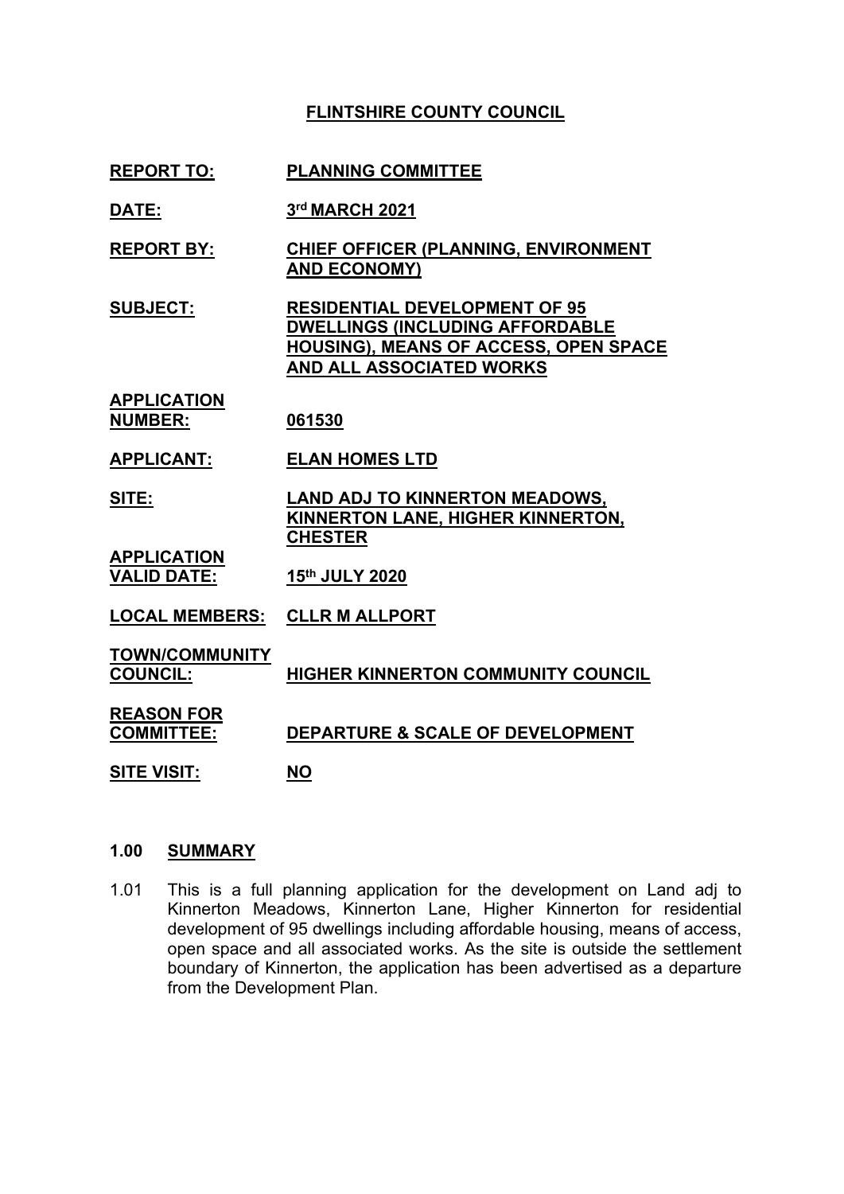**FLINTSHIRE COUNTY COUNCIL**

| | |
|---|---|
| **REPORT TO:** | **PLANNING COMMITTEE** |
| **DATE:** | **3rd MARCH 2021** |
| **REPORT BY:** | **CHIEF OFFICER (PLANNING, ENVIRONMENT AND ECONOMY)** |
| **SUBJECT:** | **RESIDENTIAL DEVELOPMENT OF 95 DWELLINGS (INCLUDING AFFORDABLE HOUSING), MEANS OF ACCESS, OPEN SPACE AND ALL ASSOCIATED WORKS** |
| **APPLICATION NUMBER:** | **061530** |
| **APPLICANT:** | **ELAN HOMES LTD** |
| **SITE:** | **LAND ADJ TO KINNERTON MEADOWS, KINNERTON LANE, HIGHER KINNERTON, CHESTER** |
| **APPLICATION VALID DATE:** | **15th JULY 2020** |
| **LOCAL MEMBERS:** | **CLLR M ALLPORT** |
| **TOWN/COMMUNITY COUNCIL:** | **HIGHER KINNERTON COMMUNITY COUNCIL** |
| **REASON FOR COMMITTEE:** | **DEPARTURE & SCALE OF DEVELOPMENT** |
| **SITE VISIT:** | **NO** |

## 1.00 SUMMARY

1.01 This is a full planning application for the development on Land adj to Kinnerton Meadows, Kinnerton Lane, Higher Kinnerton for residential development of 95 dwellings including affordable housing, means of access, open space and all associated works. As the site is outside the settlement boundary of Kinnerton, the application has been advertised as a departure from the Development Plan.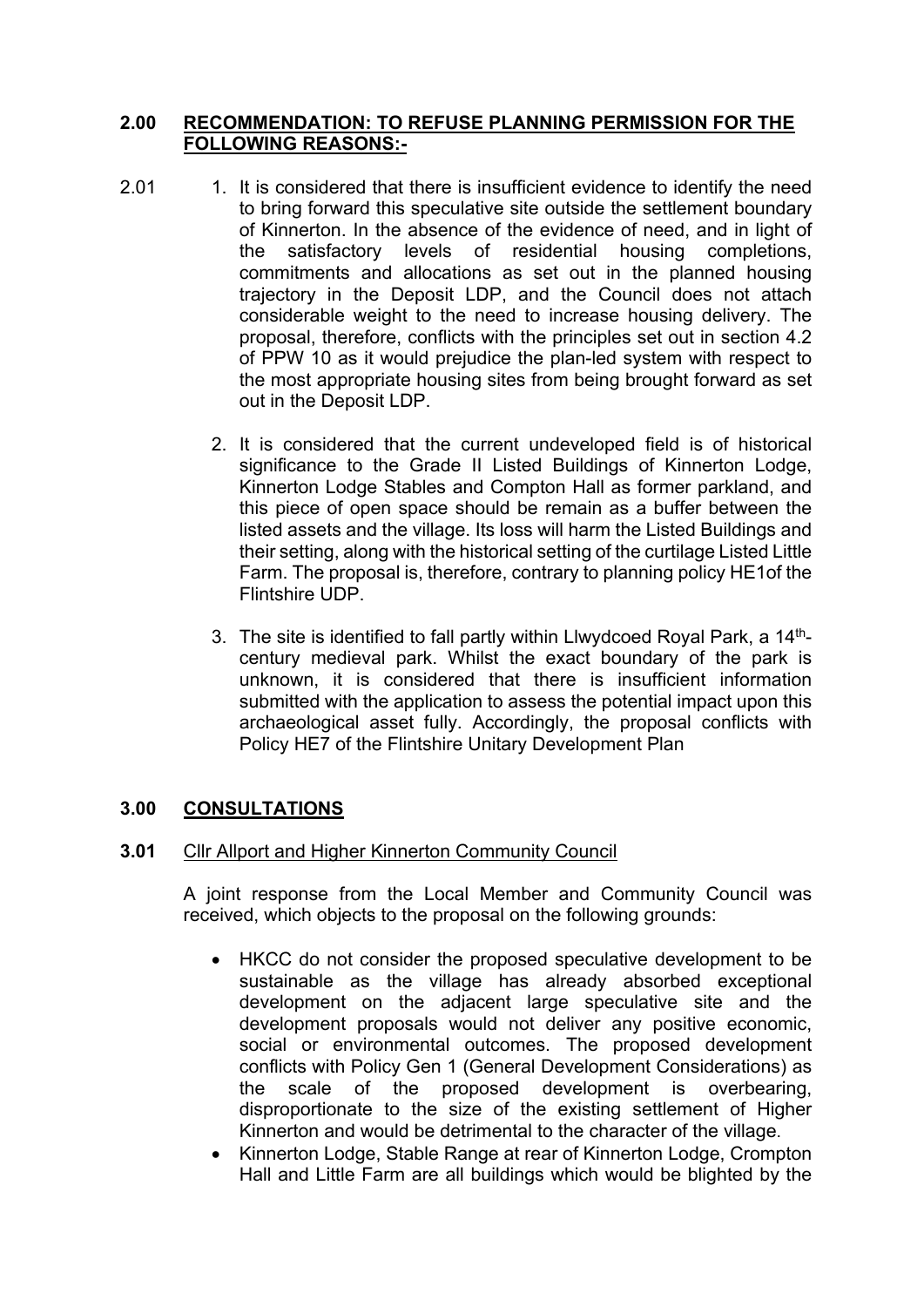## 2.00 RECOMMENDATION: TO REFUSE PLANNING PERMISSION FOR THE FOLLOWING REASONS:-

2.01

1. It is considered that there is insufficient evidence to identify the need to bring forward this speculative site outside the settlement boundary of Kinnerton. In the absence of the evidence of need, and in light of the satisfactory levels of residential housing completions, commitments and allocations as set out in the planned housing trajectory in the Deposit LDP, and the Council does not attach considerable weight to the need to increase housing delivery. The proposal, therefore, conflicts with the principles set out in section 4.2 of PPW 10 as it would prejudice the plan-led system with respect to the most appropriate housing sites from being brought forward as set out in the Deposit LDP.

2. It is considered that the current undeveloped field is of historical significance to the Grade II Listed Buildings of Kinnerton Lodge, Kinnerton Lodge Stables and Compton Hall as former parkland, and this piece of open space should be remain as a buffer between the listed assets and the village. Its loss will harm the Listed Buildings and their setting, along with the historical setting of the curtilage Listed Little Farm. The proposal is, therefore, contrary to planning policy HE1of the Flintshire UDP.

3. The site is identified to fall partly within Llwydcoed Royal Park, a 14th-century medieval park. Whilst the exact boundary of the park is unknown, it is considered that there is insufficient information submitted with the application to assess the potential impact upon this archaeological asset fully. Accordingly, the proposal conflicts with Policy HE7 of the Flintshire Unitary Development Plan

## 3.00 CONSULTATIONS

**3.01** Cllr Allport and Higher Kinnerton Community Council

A joint response from the Local Member and Community Council was received, which objects to the proposal on the following grounds:

- HKCC do not consider the proposed speculative development to be sustainable as the village has already absorbed exceptional development on the adjacent large speculative site and the development proposals would not deliver any positive economic, social or environmental outcomes. The proposed development conflicts with Policy Gen 1 (General Development Considerations) as the scale of the proposed development is overbearing, disproportionate to the size of the existing settlement of Higher Kinnerton and would be detrimental to the character of the village.
- Kinnerton Lodge, Stable Range at rear of Kinnerton Lodge, Crompton Hall and Little Farm are all buildings which would be blighted by the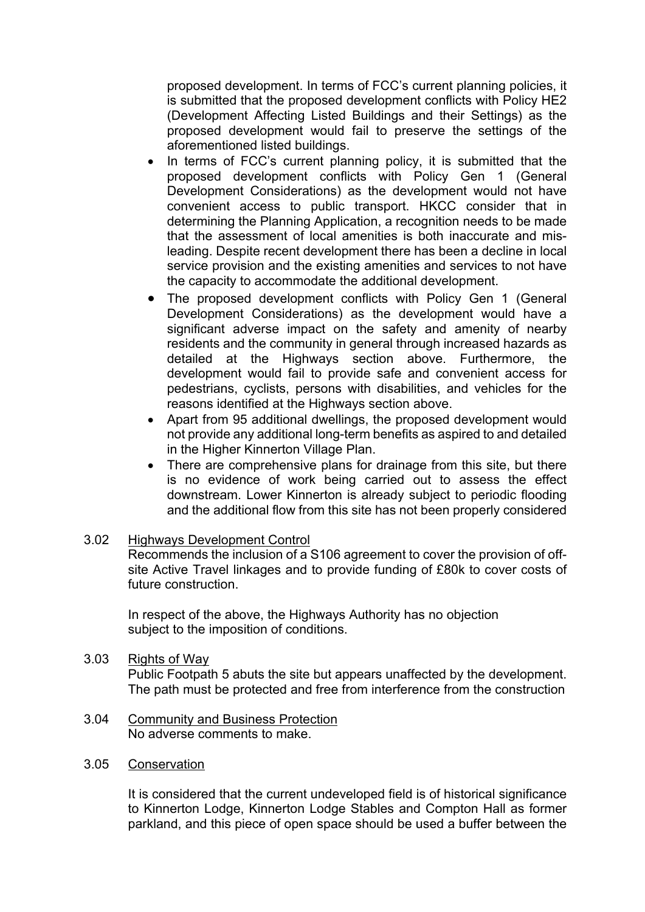proposed development. In terms of FCC's current planning policies, it is submitted that the proposed development conflicts with Policy HE2 (Development Affecting Listed Buildings and their Settings) as the proposed development would fail to preserve the settings of the aforementioned listed buildings.

- In terms of FCC's current planning policy, it is submitted that the proposed development conflicts with Policy Gen 1 (General Development Considerations) as the development would not have convenient access to public transport. HKCC consider that in determining the Planning Application, a recognition needs to be made that the assessment of local amenities is both inaccurate and mis-leading. Despite recent development there has been a decline in local service provision and the existing amenities and services to not have the capacity to accommodate the additional development.
- The proposed development conflicts with Policy Gen 1 (General Development Considerations) as the development would have a significant adverse impact on the safety and amenity of nearby residents and the community in general through increased hazards as detailed at the Highways section above. Furthermore, the development would fail to provide safe and convenient access for pedestrians, cyclists, persons with disabilities, and vehicles for the reasons identified at the Highways section above.
- Apart from 95 additional dwellings, the proposed development would not provide any additional long-term benefits as aspired to and detailed in the Higher Kinnerton Village Plan.
- There are comprehensive plans for drainage from this site, but there is no evidence of work being carried out to assess the effect downstream. Lower Kinnerton is already subject to periodic flooding and the additional flow from this site has not been properly considered

3.02 Highways Development Control

Recommends the inclusion of a S106 agreement to cover the provision of off-site Active Travel linkages and to provide funding of £80k to cover costs of future construction.

In respect of the above, the Highways Authority has no objection subject to the imposition of conditions.

3.03 Rights of Way

Public Footpath 5 abuts the site but appears unaffected by the development. The path must be protected and free from interference from the construction

3.04 Community and Business Protection

No adverse comments to make.

3.05 Conservation

It is considered that the current undeveloped field is of historical significance to Kinnerton Lodge, Kinnerton Lodge Stables and Compton Hall as former parkland, and this piece of open space should be used a buffer between the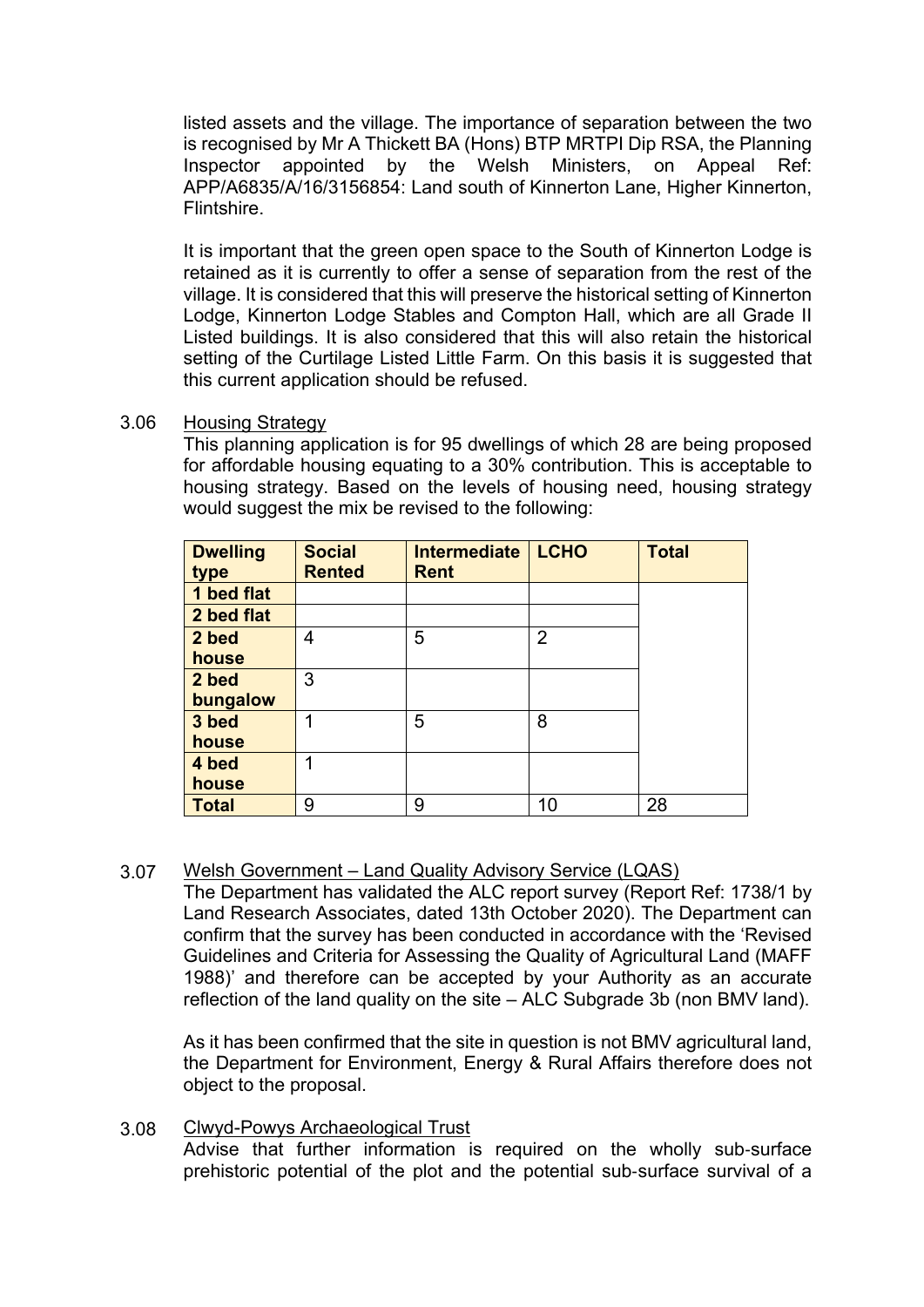listed assets and the village. The importance of separation between the two is recognised by Mr A Thickett BA (Hons) BTP MRTPI Dip RSA, the Planning Inspector appointed by the Welsh Ministers, on Appeal Ref: APP/A6835/A/16/3156854: Land south of Kinnerton Lane, Higher Kinnerton, Flintshire.

It is important that the green open space to the South of Kinnerton Lodge is retained as it is currently to offer a sense of separation from the rest of the village. It is considered that this will preserve the historical setting of Kinnerton Lodge, Kinnerton Lodge Stables and Compton Hall, which are all Grade II Listed buildings. It is also considered that this will also retain the historical setting of the Curtilage Listed Little Farm. On this basis it is suggested that this current application should be refused.

3.06 Housing Strategy

This planning application is for 95 dwellings of which 28 are being proposed for affordable housing equating to a 30% contribution. This is acceptable to housing strategy. Based on the levels of housing need, housing strategy would suggest the mix be revised to the following:

| Dwelling type | Social Rented | Intermediate Rent | LCHO | Total |
|---|---|---|---|---|
| 1 bed flat | | | | |
| 2 bed flat | | | | |
| 2 bed house | 4 | 5 | 2 | |
| 2 bed bungalow | 3 | | | |
| 3 bed house | 1 | 5 | 8 | |
| 4 bed house | 1 | | | |
| Total | 9 | 9 | 10 | 28 |

3.07 Welsh Government – Land Quality Advisory Service (LQAS)

The Department has validated the ALC report survey (Report Ref: 1738/1 by Land Research Associates, dated 13th October 2020). The Department can confirm that the survey has been conducted in accordance with the 'Revised Guidelines and Criteria for Assessing the Quality of Agricultural Land (MAFF 1988)' and therefore can be accepted by your Authority as an accurate reflection of the land quality on the site – ALC Subgrade 3b (non BMV land).

As it has been confirmed that the site in question is not BMV agricultural land, the Department for Environment, Energy & Rural Affairs therefore does not object to the proposal.

3.08 Clwyd-Powys Archaeological Trust

Advise that further information is required on the wholly sub-surface prehistoric potential of the plot and the potential sub-surface survival of a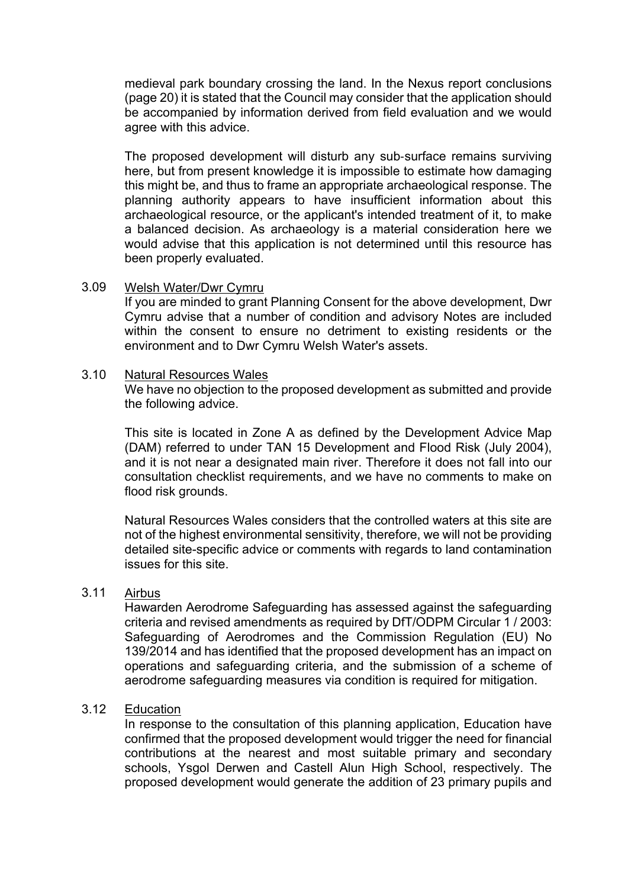medieval park boundary crossing the land. In the Nexus report conclusions (page 20) it is stated that the Council may consider that the application should be accompanied by information derived from field evaluation and we would agree with this advice.

The proposed development will disturb any sub-surface remains surviving here, but from present knowledge it is impossible to estimate how damaging this might be, and thus to frame an appropriate archaeological response. The planning authority appears to have insufficient information about this archaeological resource, or the applicant's intended treatment of it, to make a balanced decision. As archaeology is a material consideration here we would advise that this application is not determined until this resource has been properly evaluated.

3.09 Welsh Water/Dwr Cymru

If you are minded to grant Planning Consent for the above development, Dwr Cymru advise that a number of condition and advisory Notes are included within the consent to ensure no detriment to existing residents or the environment and to Dwr Cymru Welsh Water's assets.

3.10 Natural Resources Wales

We have no objection to the proposed development as submitted and provide the following advice.

This site is located in Zone A as defined by the Development Advice Map (DAM) referred to under TAN 15 Development and Flood Risk (July 2004), and it is not near a designated main river. Therefore it does not fall into our consultation checklist requirements, and we have no comments to make on flood risk grounds.

Natural Resources Wales considers that the controlled waters at this site are not of the highest environmental sensitivity, therefore, we will not be providing detailed site-specific advice or comments with regards to land contamination issues for this site.

3.11 Airbus

Hawarden Aerodrome Safeguarding has assessed against the safeguarding criteria and revised amendments as required by DfT/ODPM Circular 1 / 2003: Safeguarding of Aerodromes and the Commission Regulation (EU) No 139/2014 and has identified that the proposed development has an impact on operations and safeguarding criteria, and the submission of a scheme of aerodrome safeguarding measures via condition is required for mitigation.

3.12 Education

In response to the consultation of this planning application, Education have confirmed that the proposed development would trigger the need for financial contributions at the nearest and most suitable primary and secondary schools, Ysgol Derwen and Castell Alun High School, respectively. The proposed development would generate the addition of 23 primary pupils and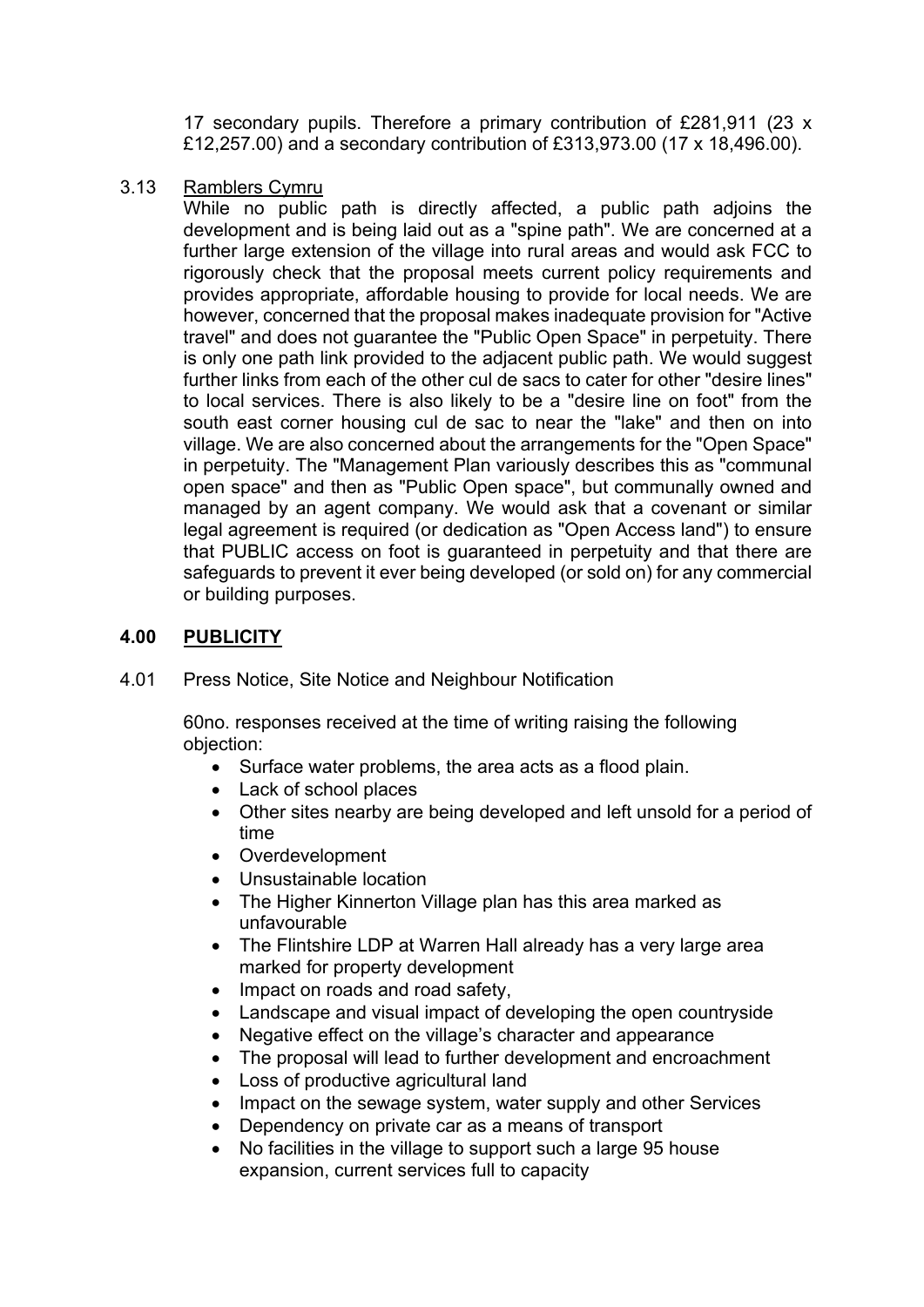17 secondary pupils. Therefore a primary contribution of £281,911 (23 x £12,257.00) and a secondary contribution of £313,973.00 (17 x 18,496.00).

3.13 Ramblers Cymru

While no public path is directly affected, a public path adjoins the development and is being laid out as a "spine path". We are concerned at a further large extension of the village into rural areas and would ask FCC to rigorously check that the proposal meets current policy requirements and provides appropriate, affordable housing to provide for local needs. We are however, concerned that the proposal makes inadequate provision for "Active travel" and does not guarantee the "Public Open Space" in perpetuity. There is only one path link provided to the adjacent public path. We would suggest further links from each of the other cul de sacs to cater for other "desire lines" to local services. There is also likely to be a "desire line on foot" from the south east corner housing cul de sac to near the "lake" and then on into village. We are also concerned about the arrangements for the "Open Space" in perpetuity. The "Management Plan variously describes this as "communal open space" and then as "Public Open space", but communally owned and managed by an agent company. We would ask that a covenant or similar legal agreement is required (or dedication as "Open Access land") to ensure that PUBLIC access on foot is guaranteed in perpetuity and that there are safeguards to prevent it ever being developed (or sold on) for any commercial or building purposes.

## 4.00 PUBLICITY

4.01 Press Notice, Site Notice and Neighbour Notification

60no. responses received at the time of writing raising the following objection:

- Surface water problems, the area acts as a flood plain.
- Lack of school places
- Other sites nearby are being developed and left unsold for a period of time
- Overdevelopment
- Unsustainable location
- The Higher Kinnerton Village plan has this area marked as unfavourable
- The Flintshire LDP at Warren Hall already has a very large area marked for property development
- Impact on roads and road safety,
- Landscape and visual impact of developing the open countryside
- Negative effect on the village's character and appearance
- The proposal will lead to further development and encroachment
- Loss of productive agricultural land
- Impact on the sewage system, water supply and other Services
- Dependency on private car as a means of transport
- No facilities in the village to support such a large 95 house expansion, current services full to capacity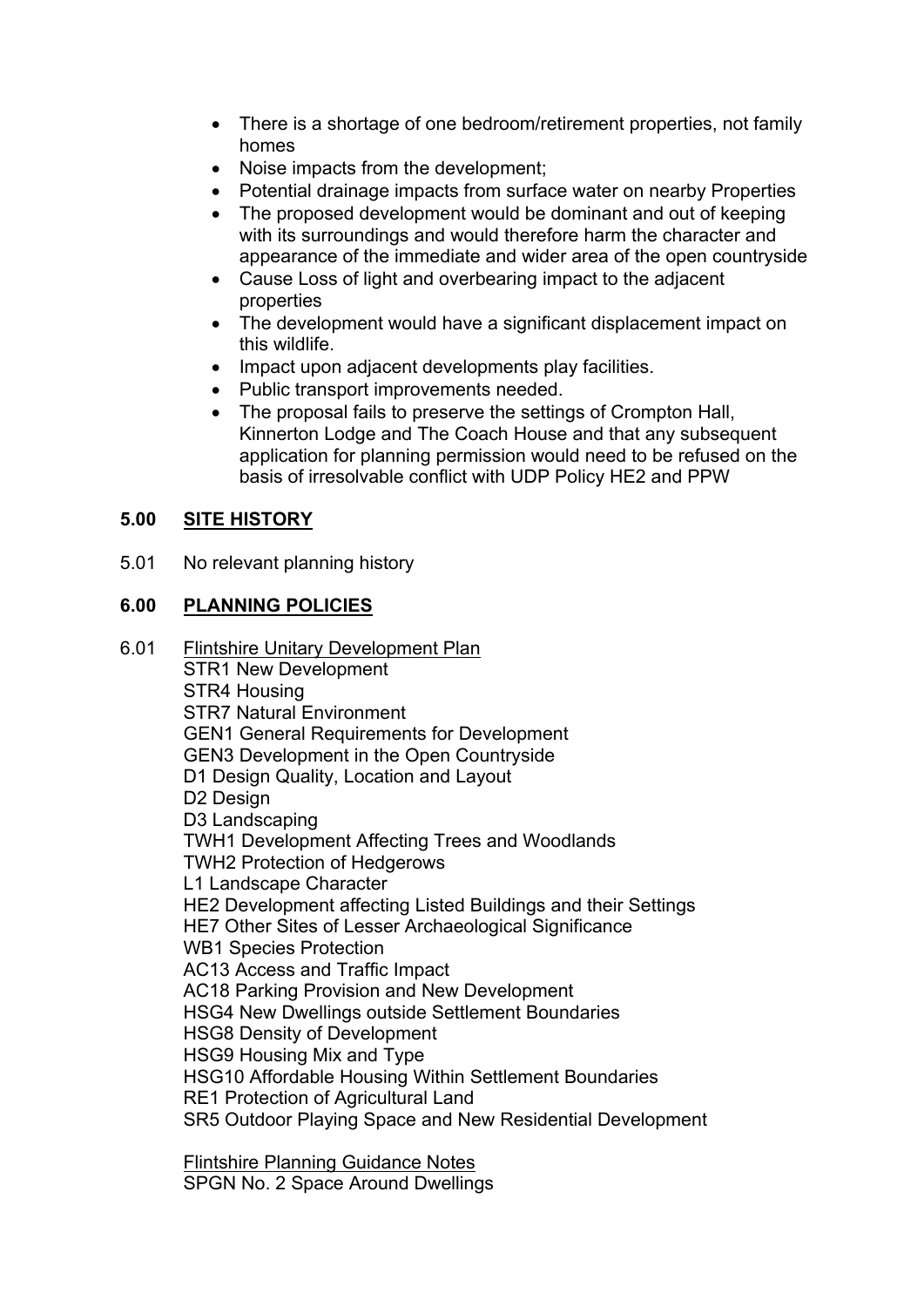- There is a shortage of one bedroom/retirement properties, not family homes
- Noise impacts from the development;
- Potential drainage impacts from surface water on nearby Properties
- The proposed development would be dominant and out of keeping with its surroundings and would therefore harm the character and appearance of the immediate and wider area of the open countryside
- Cause Loss of light and overbearing impact to the adjacent properties
- The development would have a significant displacement impact on this wildlife.
- Impact upon adjacent developments play facilities.
- Public transport improvements needed.
- The proposal fails to preserve the settings of Crompton Hall, Kinnerton Lodge and The Coach House and that any subsequent application for planning permission would need to be refused on the basis of irresolvable conflict with UDP Policy HE2 and PPW

## 5.00 SITE HISTORY

5.01 No relevant planning history

## 6.00 PLANNING POLICIES

6.01 Flintshire Unitary Development Plan

STR1 New Development
STR4 Housing
STR7 Natural Environment
GEN1 General Requirements for Development
GEN3 Development in the Open Countryside
D1 Design Quality, Location and Layout
D2 Design
D3 Landscaping
TWH1 Development Affecting Trees and Woodlands
TWH2 Protection of Hedgerows
L1 Landscape Character
HE2 Development affecting Listed Buildings and their Settings
HE7 Other Sites of Lesser Archaeological Significance
WB1 Species Protection
AC13 Access and Traffic Impact
AC18 Parking Provision and New Development
HSG4 New Dwellings outside Settlement Boundaries
HSG8 Density of Development
HSG9 Housing Mix and Type
HSG10 Affordable Housing Within Settlement Boundaries
RE1 Protection of Agricultural Land
SR5 Outdoor Playing Space and New Residential Development

Flintshire Planning Guidance Notes

SPGN No. 2 Space Around Dwellings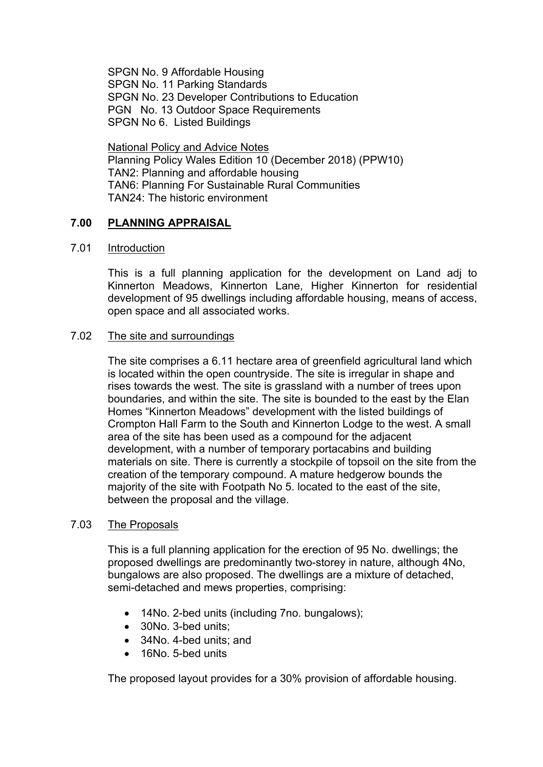SPGN No. 9 Affordable Housing
SPGN No. 11 Parking Standards
SPGN No. 23 Developer Contributions to Education
PGN No. 13 Outdoor Space Requirements
SPGN No 6. Listed Buildings

National Policy and Advice Notes
Planning Policy Wales Edition 10 (December 2018) (PPW10)
TAN2: Planning and affordable housing
TAN6: Planning For Sustainable Rural Communities
TAN24: The historic environment

## 7.00 PLANNING APPRAISAL

### 7.01 Introduction

This is a full planning application for the development on Land adj to Kinnerton Meadows, Kinnerton Lane, Higher Kinnerton for residential development of 95 dwellings including affordable housing, means of access, open space and all associated works.

### 7.02 The site and surroundings

The site comprises a 6.11 hectare area of greenfield agricultural land which is located within the open countryside. The site is irregular in shape and rises towards the west. The site is grassland with a number of trees upon boundaries, and within the site. The site is bounded to the east by the Elan Homes "Kinnerton Meadows" development with the listed buildings of Crompton Hall Farm to the South and Kinnerton Lodge to the west. A small area of the site has been used as a compound for the adjacent development, with a number of temporary portacabins and building materials on site. There is currently a stockpile of topsoil on the site from the creation of the temporary compound. A mature hedgerow bounds the majority of the site with Footpath No 5. located to the east of the site, between the proposal and the village.

### 7.03 The Proposals

This is a full planning application for the erection of 95 No. dwellings; the proposed dwellings are predominantly two-storey in nature, although 4No, bungalows are also proposed. The dwellings are a mixture of detached, semi-detached and mews properties, comprising:

- 14No. 2-bed units (including 7no. bungalows);
- 30No. 3-bed units;
- 34No. 4-bed units; and
- 16No. 5-bed units

The proposed layout provides for a 30% provision of affordable housing.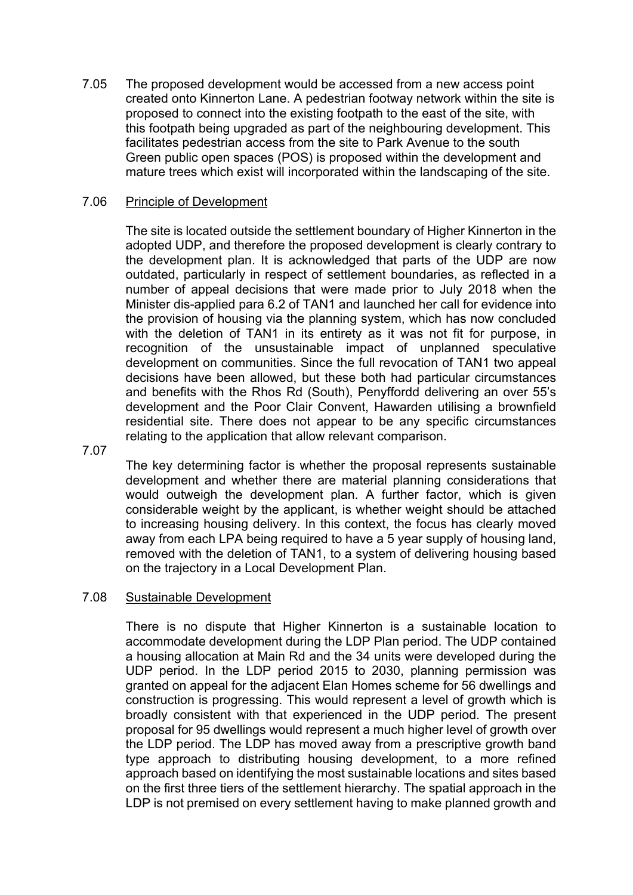7.05 The proposed development would be accessed from a new access point created onto Kinnerton Lane. A pedestrian footway network within the site is proposed to connect into the existing footpath to the east of the site, with this footpath being upgraded as part of the neighbouring development. This facilitates pedestrian access from the site to Park Avenue to the south Green public open spaces (POS) is proposed within the development and mature trees which exist will incorporated within the landscaping of the site.

7.06 Principle of Development

The site is located outside the settlement boundary of Higher Kinnerton in the adopted UDP, and therefore the proposed development is clearly contrary to the development plan. It is acknowledged that parts of the UDP are now outdated, particularly in respect of settlement boundaries, as reflected in a number of appeal decisions that were made prior to July 2018 when the Minister dis-applied para 6.2 of TAN1 and launched her call for evidence into the provision of housing via the planning system, which has now concluded with the deletion of TAN1 in its entirety as it was not fit for purpose, in recognition of the unsustainable impact of unplanned speculative development on communities. Since the full revocation of TAN1 two appeal decisions have been allowed, but these both had particular circumstances and benefits with the Rhos Rd (South), Penyffordd delivering an over 55's development and the Poor Clair Convent, Hawarden utilising a brownfield residential site. There does not appear to be any specific circumstances relating to the application that allow relevant comparison.

7.07 The key determining factor is whether the proposal represents sustainable development and whether there are material planning considerations that would outweigh the development plan. A further factor, which is given considerable weight by the applicant, is whether weight should be attached to increasing housing delivery. In this context, the focus has clearly moved away from each LPA being required to have a 5 year supply of housing land, removed with the deletion of TAN1, to a system of delivering housing based on the trajectory in a Local Development Plan.

7.08 Sustainable Development

There is no dispute that Higher Kinnerton is a sustainable location to accommodate development during the LDP Plan period. The UDP contained a housing allocation at Main Rd and the 34 units were developed during the UDP period. In the LDP period 2015 to 2030, planning permission was granted on appeal for the adjacent Elan Homes scheme for 56 dwellings and construction is progressing. This would represent a level of growth which is broadly consistent with that experienced in the UDP period. The present proposal for 95 dwellings would represent a much higher level of growth over the LDP period. The LDP has moved away from a prescriptive growth band type approach to distributing housing development, to a more refined approach based on identifying the most sustainable locations and sites based on the first three tiers of the settlement hierarchy. The spatial approach in the LDP is not premised on every settlement having to make planned growth and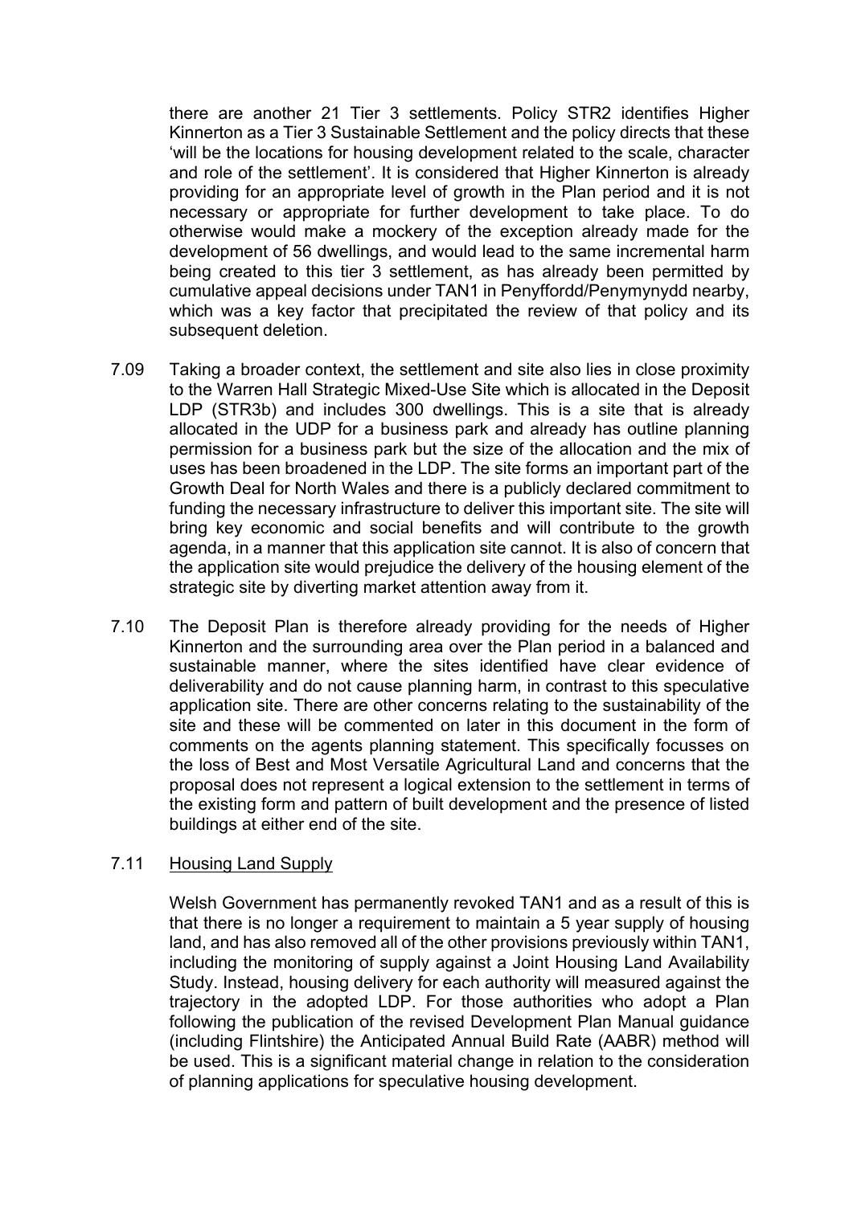there are another 21 Tier 3 settlements. Policy STR2 identifies Higher Kinnerton as a Tier 3 Sustainable Settlement and the policy directs that these 'will be the locations for housing development related to the scale, character and role of the settlement'. It is considered that Higher Kinnerton is already providing for an appropriate level of growth in the Plan period and it is not necessary or appropriate for further development to take place. To do otherwise would make a mockery of the exception already made for the development of 56 dwellings, and would lead to the same incremental harm being created to this tier 3 settlement, as has already been permitted by cumulative appeal decisions under TAN1 in Penyffordd/Penymynydd nearby, which was a key factor that precipitated the review of that policy and its subsequent deletion.

7.09 Taking a broader context, the settlement and site also lies in close proximity to the Warren Hall Strategic Mixed-Use Site which is allocated in the Deposit LDP (STR3b) and includes 300 dwellings. This is a site that is already allocated in the UDP for a business park and already has outline planning permission for a business park but the size of the allocation and the mix of uses has been broadened in the LDP. The site forms an important part of the Growth Deal for North Wales and there is a publicly declared commitment to funding the necessary infrastructure to deliver this important site. The site will bring key economic and social benefits and will contribute to the growth agenda, in a manner that this application site cannot. It is also of concern that the application site would prejudice the delivery of the housing element of the strategic site by diverting market attention away from it.

7.10 The Deposit Plan is therefore already providing for the needs of Higher Kinnerton and the surrounding area over the Plan period in a balanced and sustainable manner, where the sites identified have clear evidence of deliverability and do not cause planning harm, in contrast to this speculative application site. There are other concerns relating to the sustainability of the site and these will be commented on later in this document in the form of comments on the agents planning statement. This specifically focusses on the loss of Best and Most Versatile Agricultural Land and concerns that the proposal does not represent a logical extension to the settlement in terms of the existing form and pattern of built development and the presence of listed buildings at either end of the site.

7.11 <u>Housing Land Supply</u>

Welsh Government has permanently revoked TAN1 and as a result of this is that there is no longer a requirement to maintain a 5 year supply of housing land, and has also removed all of the other provisions previously within TAN1, including the monitoring of supply against a Joint Housing Land Availability Study. Instead, housing delivery for each authority will measured against the trajectory in the adopted LDP. For those authorities who adopt a Plan following the publication of the revised Development Plan Manual guidance (including Flintshire) the Anticipated Annual Build Rate (AABR) method will be used. This is a significant material change in relation to the consideration of planning applications for speculative housing development.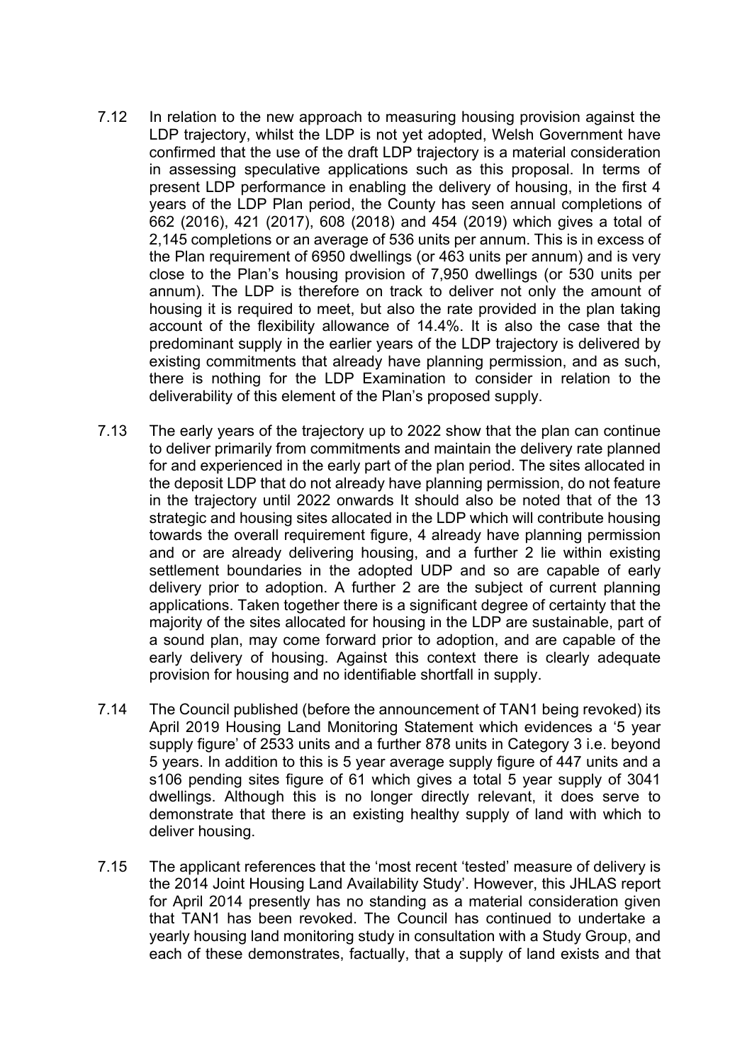7.12 In relation to the new approach to measuring housing provision against the LDP trajectory, whilst the LDP is not yet adopted, Welsh Government have confirmed that the use of the draft LDP trajectory is a material consideration in assessing speculative applications such as this proposal. In terms of present LDP performance in enabling the delivery of housing, in the first 4 years of the LDP Plan period, the County has seen annual completions of 662 (2016), 421 (2017), 608 (2018) and 454 (2019) which gives a total of 2,145 completions or an average of 536 units per annum. This is in excess of the Plan requirement of 6950 dwellings (or 463 units per annum) and is very close to the Plan's housing provision of 7,950 dwellings (or 530 units per annum). The LDP is therefore on track to deliver not only the amount of housing it is required to meet, but also the rate provided in the plan taking account of the flexibility allowance of 14.4%. It is also the case that the predominant supply in the earlier years of the LDP trajectory is delivered by existing commitments that already have planning permission, and as such, there is nothing for the LDP Examination to consider in relation to the deliverability of this element of the Plan's proposed supply.

7.13 The early years of the trajectory up to 2022 show that the plan can continue to deliver primarily from commitments and maintain the delivery rate planned for and experienced in the early part of the plan period. The sites allocated in the deposit LDP that do not already have planning permission, do not feature in the trajectory until 2022 onwards It should also be noted that of the 13 strategic and housing sites allocated in the LDP which will contribute housing towards the overall requirement figure, 4 already have planning permission and or are already delivering housing, and a further 2 lie within existing settlement boundaries in the adopted UDP and so are capable of early delivery prior to adoption. A further 2 are the subject of current planning applications. Taken together there is a significant degree of certainty that the majority of the sites allocated for housing in the LDP are sustainable, part of a sound plan, may come forward prior to adoption, and are capable of the early delivery of housing. Against this context there is clearly adequate provision for housing and no identifiable shortfall in supply.

7.14 The Council published (before the announcement of TAN1 being revoked) its April 2019 Housing Land Monitoring Statement which evidences a '5 year supply figure' of 2533 units and a further 878 units in Category 3 i.e. beyond 5 years. In addition to this is 5 year average supply figure of 447 units and a s106 pending sites figure of 61 which gives a total 5 year supply of 3041 dwellings. Although this is no longer directly relevant, it does serve to demonstrate that there is an existing healthy supply of land with which to deliver housing.

7.15 The applicant references that the 'most recent 'tested' measure of delivery is the 2014 Joint Housing Land Availability Study'. However, this JHLAS report for April 2014 presently has no standing as a material consideration given that TAN1 has been revoked. The Council has continued to undertake a yearly housing land monitoring study in consultation with a Study Group, and each of these demonstrates, factually, that a supply of land exists and that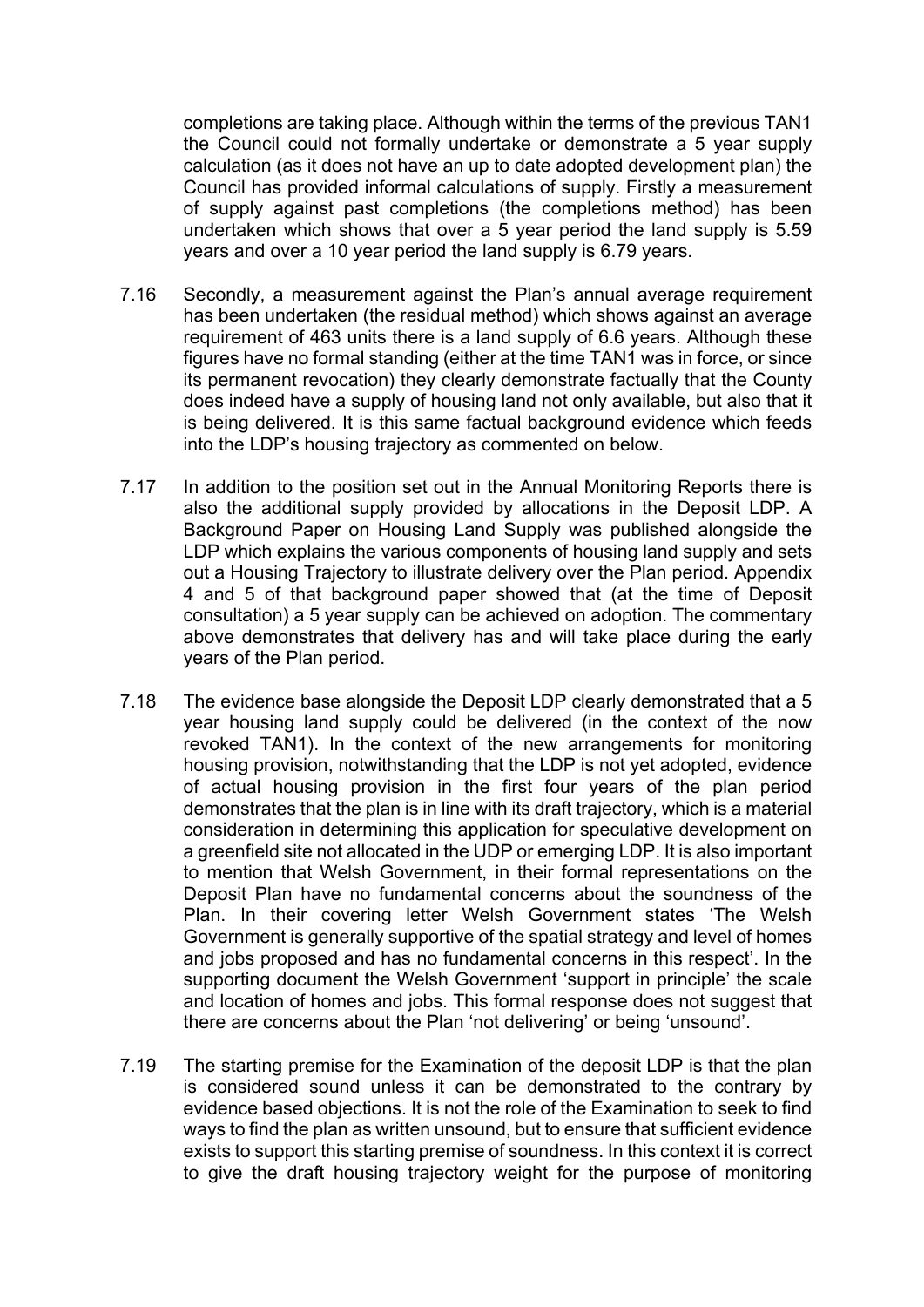completions are taking place. Although within the terms of the previous TAN1 the Council could not formally undertake or demonstrate a 5 year supply calculation (as it does not have an up to date adopted development plan) the Council has provided informal calculations of supply. Firstly a measurement of supply against past completions (the completions method) has been undertaken which shows that over a 5 year period the land supply is 5.59 years and over a 10 year period the land supply is 6.79 years.

7.16 Secondly, a measurement against the Plan's annual average requirement has been undertaken (the residual method) which shows against an average requirement of 463 units there is a land supply of 6.6 years. Although these figures have no formal standing (either at the time TAN1 was in force, or since its permanent revocation) they clearly demonstrate factually that the County does indeed have a supply of housing land not only available, but also that it is being delivered. It is this same factual background evidence which feeds into the LDP's housing trajectory as commented on below.

7.17 In addition to the position set out in the Annual Monitoring Reports there is also the additional supply provided by allocations in the Deposit LDP. A Background Paper on Housing Land Supply was published alongside the LDP which explains the various components of housing land supply and sets out a Housing Trajectory to illustrate delivery over the Plan period. Appendix 4 and 5 of that background paper showed that (at the time of Deposit consultation) a 5 year supply can be achieved on adoption. The commentary above demonstrates that delivery has and will take place during the early years of the Plan period.

7.18 The evidence base alongside the Deposit LDP clearly demonstrated that a 5 year housing land supply could be delivered (in the context of the now revoked TAN1). In the context of the new arrangements for monitoring housing provision, notwithstanding that the LDP is not yet adopted, evidence of actual housing provision in the first four years of the plan period demonstrates that the plan is in line with its draft trajectory, which is a material consideration in determining this application for speculative development on a greenfield site not allocated in the UDP or emerging LDP. It is also important to mention that Welsh Government, in their formal representations on the Deposit Plan have no fundamental concerns about the soundness of the Plan. In their covering letter Welsh Government states 'The Welsh Government is generally supportive of the spatial strategy and level of homes and jobs proposed and has no fundamental concerns in this respect'. In the supporting document the Welsh Government 'support in principle' the scale and location of homes and jobs. This formal response does not suggest that there are concerns about the Plan 'not delivering' or being 'unsound'.

7.19 The starting premise for the Examination of the deposit LDP is that the plan is considered sound unless it can be demonstrated to the contrary by evidence based objections. It is not the role of the Examination to seek to find ways to find the plan as written unsound, but to ensure that sufficient evidence exists to support this starting premise of soundness. In this context it is correct to give the draft housing trajectory weight for the purpose of monitoring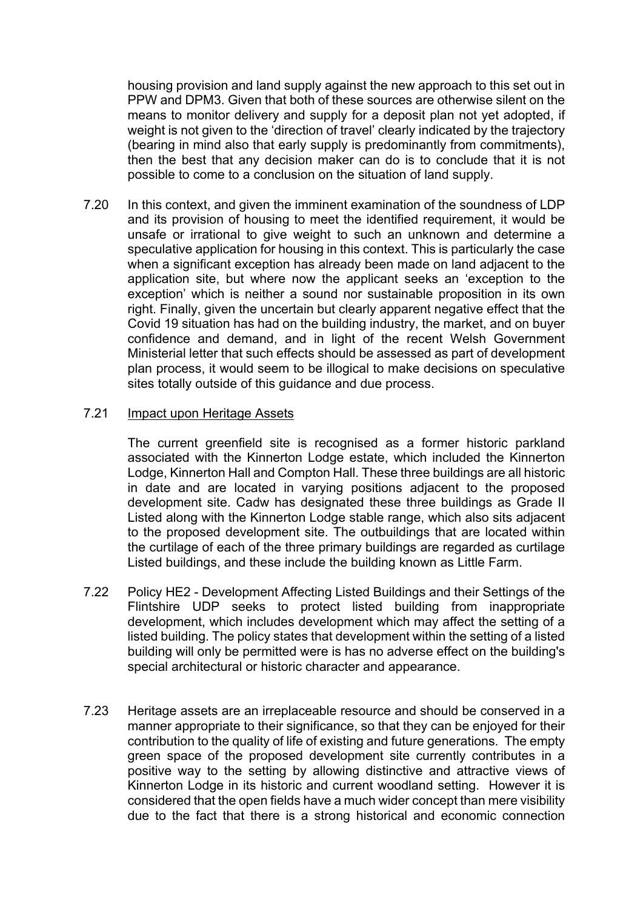housing provision and land supply against the new approach to this set out in PPW and DPM3. Given that both of these sources are otherwise silent on the means to monitor delivery and supply for a deposit plan not yet adopted, if weight is not given to the 'direction of travel' clearly indicated by the trajectory (bearing in mind also that early supply is predominantly from commitments), then the best that any decision maker can do is to conclude that it is not possible to come to a conclusion on the situation of land supply.

7.20 In this context, and given the imminent examination of the soundness of LDP and its provision of housing to meet the identified requirement, it would be unsafe or irrational to give weight to such an unknown and determine a speculative application for housing in this context. This is particularly the case when a significant exception has already been made on land adjacent to the application site, but where now the applicant seeks an 'exception to the exception' which is neither a sound nor sustainable proposition in its own right. Finally, given the uncertain but clearly apparent negative effect that the Covid 19 situation has had on the building industry, the market, and on buyer confidence and demand, and in light of the recent Welsh Government Ministerial letter that such effects should be assessed as part of development plan process, it would seem to be illogical to make decisions on speculative sites totally outside of this guidance and due process.

7.21 Impact upon Heritage Assets

The current greenfield site is recognised as a former historic parkland associated with the Kinnerton Lodge estate, which included the Kinnerton Lodge, Kinnerton Hall and Compton Hall. These three buildings are all historic in date and are located in varying positions adjacent to the proposed development site. Cadw has designated these three buildings as Grade II Listed along with the Kinnerton Lodge stable range, which also sits adjacent to the proposed development site. The outbuildings that are located within the curtilage of each of the three primary buildings are regarded as curtilage Listed buildings, and these include the building known as Little Farm.

7.22 Policy HE2 - Development Affecting Listed Buildings and their Settings of the Flintshire UDP seeks to protect listed building from inappropriate development, which includes development which may affect the setting of a listed building. The policy states that development within the setting of a listed building will only be permitted were is has no adverse effect on the building's special architectural or historic character and appearance.

7.23 Heritage assets are an irreplaceable resource and should be conserved in a manner appropriate to their significance, so that they can be enjoyed for their contribution to the quality of life of existing and future generations. The empty green space of the proposed development site currently contributes in a positive way to the setting by allowing distinctive and attractive views of Kinnerton Lodge in its historic and current woodland setting. However it is considered that the open fields have a much wider concept than mere visibility due to the fact that there is a strong historical and economic connection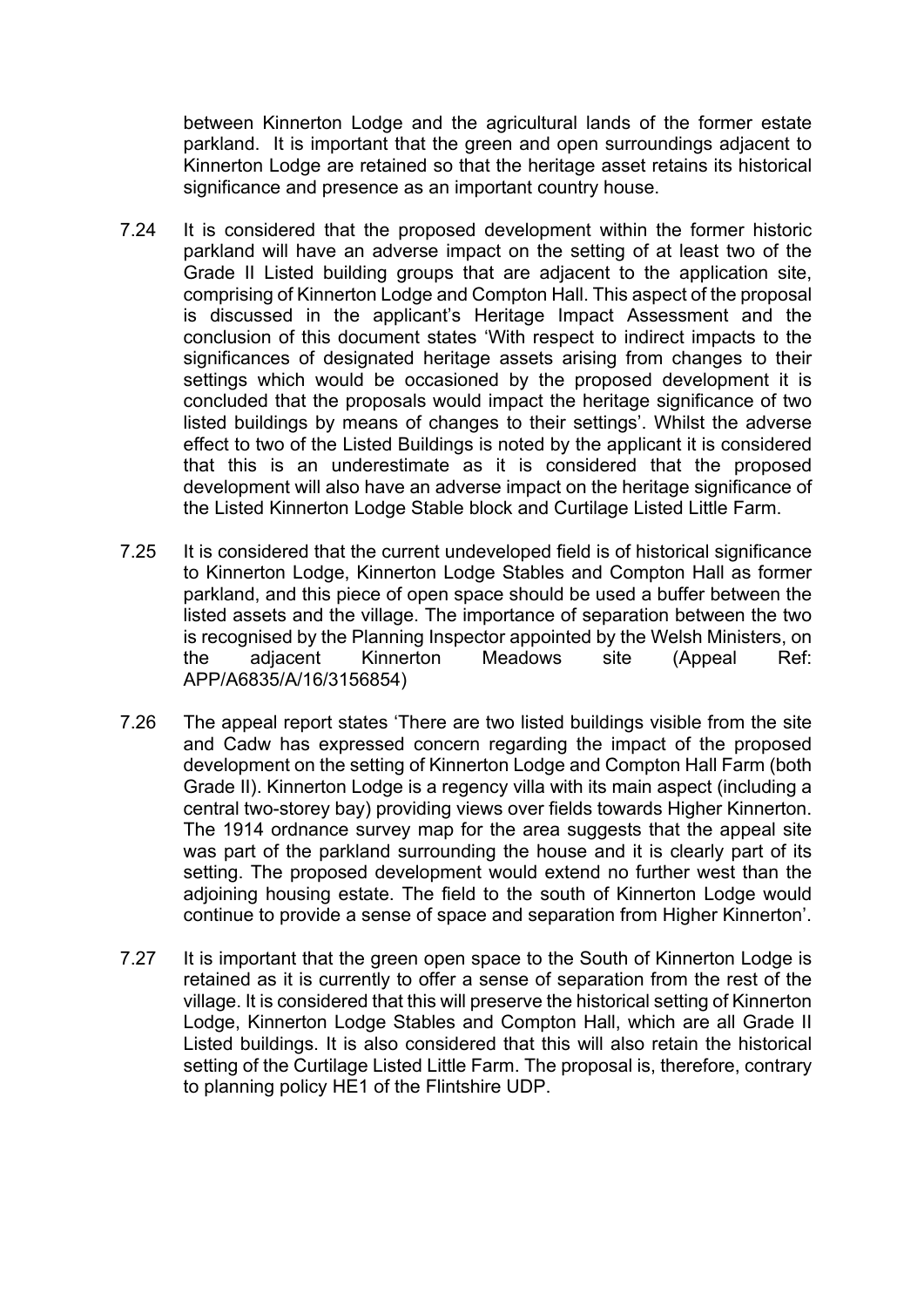between Kinnerton Lodge and the agricultural lands of the former estate parkland. It is important that the green and open surroundings adjacent to Kinnerton Lodge are retained so that the heritage asset retains its historical significance and presence as an important country house.

7.24 It is considered that the proposed development within the former historic parkland will have an adverse impact on the setting of at least two of the Grade II Listed building groups that are adjacent to the application site, comprising of Kinnerton Lodge and Compton Hall. This aspect of the proposal is discussed in the applicant's Heritage Impact Assessment and the conclusion of this document states 'With respect to indirect impacts to the significances of designated heritage assets arising from changes to their settings which would be occasioned by the proposed development it is concluded that the proposals would impact the heritage significance of two listed buildings by means of changes to their settings'. Whilst the adverse effect to two of the Listed Buildings is noted by the applicant it is considered that this is an underestimate as it is considered that the proposed development will also have an adverse impact on the heritage significance of the Listed Kinnerton Lodge Stable block and Curtilage Listed Little Farm.

7.25 It is considered that the current undeveloped field is of historical significance to Kinnerton Lodge, Kinnerton Lodge Stables and Compton Hall as former parkland, and this piece of open space should be used a buffer between the listed assets and the village. The importance of separation between the two is recognised by the Planning Inspector appointed by the Welsh Ministers, on the adjacent Kinnerton Meadows site (Appeal Ref: APP/A6835/A/16/3156854)

7.26 The appeal report states 'There are two listed buildings visible from the site and Cadw has expressed concern regarding the impact of the proposed development on the setting of Kinnerton Lodge and Compton Hall Farm (both Grade II). Kinnerton Lodge is a regency villa with its main aspect (including a central two-storey bay) providing views over fields towards Higher Kinnerton. The 1914 ordnance survey map for the area suggests that the appeal site was part of the parkland surrounding the house and it is clearly part of its setting. The proposed development would extend no further west than the adjoining housing estate. The field to the south of Kinnerton Lodge would continue to provide a sense of space and separation from Higher Kinnerton'.

7.27 It is important that the green open space to the South of Kinnerton Lodge is retained as it is currently to offer a sense of separation from the rest of the village. It is considered that this will preserve the historical setting of Kinnerton Lodge, Kinnerton Lodge Stables and Compton Hall, which are all Grade II Listed buildings. It is also considered that this will also retain the historical setting of the Curtilage Listed Little Farm. The proposal is, therefore, contrary to planning policy HE1 of the Flintshire UDP.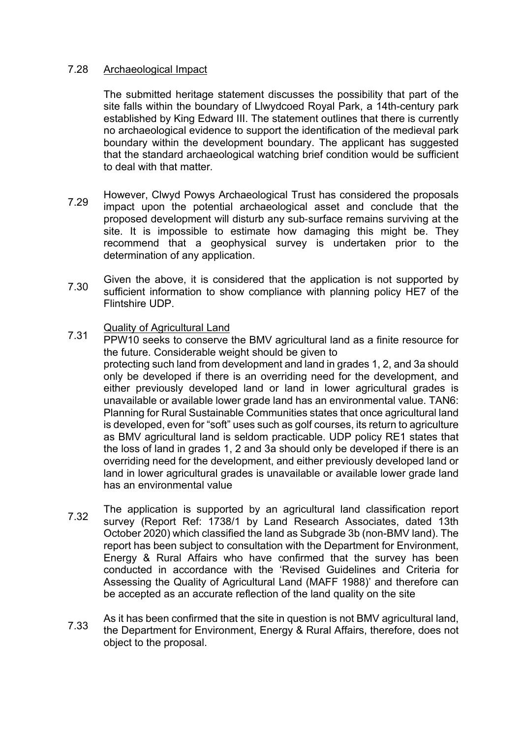7.28 Archaeological Impact

The submitted heritage statement discusses the possibility that part of the site falls within the boundary of Llwydcoed Royal Park, a 14th-century park established by King Edward III. The statement outlines that there is currently no archaeological evidence to support the identification of the medieval park boundary within the development boundary. The applicant has suggested that the standard archaeological watching brief condition would be sufficient to deal with that matter.

7.29 However, Clwyd Powys Archaeological Trust has considered the proposals impact upon the potential archaeological asset and conclude that the proposed development will disturb any sub-surface remains surviving at the site. It is impossible to estimate how damaging this might be. They recommend that a geophysical survey is undertaken prior to the determination of any application.

7.30 Given the above, it is considered that the application is not supported by sufficient information to show compliance with planning policy HE7 of the Flintshire UDP.

7.31 Quality of Agricultural Land

PPW10 seeks to conserve the BMV agricultural land as a finite resource for the future. Considerable weight should be given to protecting such land from development and land in grades 1, 2, and 3a should only be developed if there is an overriding need for the development, and either previously developed land or land in lower agricultural grades is unavailable or available lower grade land has an environmental value. TAN6: Planning for Rural Sustainable Communities states that once agricultural land is developed, even for "soft" uses such as golf courses, its return to agriculture as BMV agricultural land is seldom practicable. UDP policy RE1 states that the loss of land in grades 1, 2 and 3a should only be developed if there is an overriding need for the development, and either previously developed land or land in lower agricultural grades is unavailable or available lower grade land has an environmental value

7.32 The application is supported by an agricultural land classification report survey (Report Ref: 1738/1 by Land Research Associates, dated 13th October 2020) which classified the land as Subgrade 3b (non-BMV land). The report has been subject to consultation with the Department for Environment, Energy & Rural Affairs who have confirmed that the survey has been conducted in accordance with the 'Revised Guidelines and Criteria for Assessing the Quality of Agricultural Land (MAFF 1988)' and therefore can be accepted as an accurate reflection of the land quality on the site

7.33 As it has been confirmed that the site in question is not BMV agricultural land, the Department for Environment, Energy & Rural Affairs, therefore, does not object to the proposal.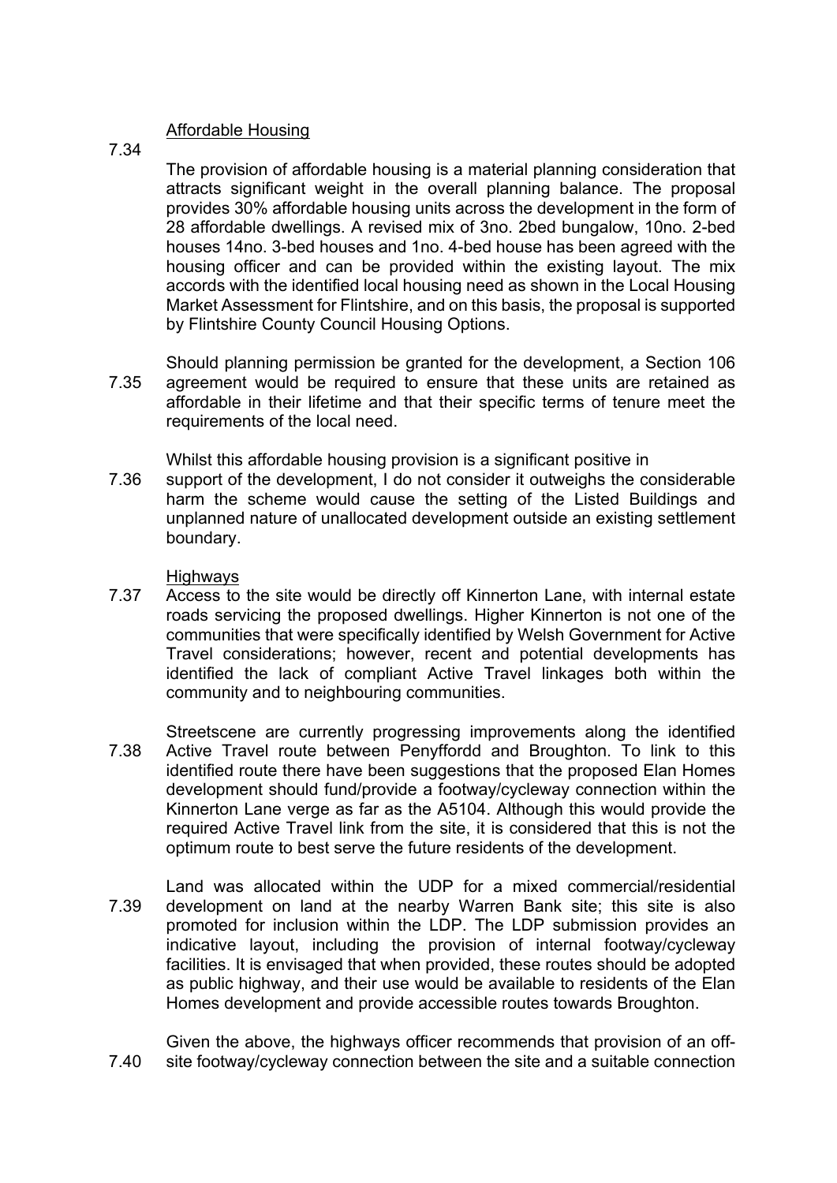### Affordable Housing

7.34 The provision of affordable housing is a material planning consideration that attracts significant weight in the overall planning balance. The proposal provides 30% affordable housing units across the development in the form of 28 affordable dwellings. A revised mix of 3no. 2bed bungalow, 10no. 2-bed houses 14no. 3-bed houses and 1no. 4-bed house has been agreed with the housing officer and can be provided within the existing layout. The mix accords with the identified local housing need as shown in the Local Housing Market Assessment for Flintshire, and on this basis, the proposal is supported by Flintshire County Council Housing Options.

7.35 Should planning permission be granted for the development, a Section 106 agreement would be required to ensure that these units are retained as affordable in their lifetime and that their specific terms of tenure meet the requirements of the local need.

7.36 Whilst this affordable housing provision is a significant positive in support of the development, I do not consider it outweighs the considerable harm the scheme would cause the setting of the Listed Buildings and unplanned nature of unallocated development outside an existing settlement boundary.

### Highways

7.37 Access to the site would be directly off Kinnerton Lane, with internal estate roads servicing the proposed dwellings. Higher Kinnerton is not one of the communities that were specifically identified by Welsh Government for Active Travel considerations; however, recent and potential developments has identified the lack of compliant Active Travel linkages both within the community and to neighbouring communities.

7.38 Streetscene are currently progressing improvements along the identified Active Travel route between Penyffordd and Broughton. To link to this identified route there have been suggestions that the proposed Elan Homes development should fund/provide a footway/cycleway connection within the Kinnerton Lane verge as far as the A5104. Although this would provide the required Active Travel link from the site, it is considered that this is not the optimum route to best serve the future residents of the development.

7.39 Land was allocated within the UDP for a mixed commercial/residential development on land at the nearby Warren Bank site; this site is also promoted for inclusion within the LDP. The LDP submission provides an indicative layout, including the provision of internal footway/cycleway facilities. It is envisaged that when provided, these routes should be adopted as public highway, and their use would be available to residents of the Elan Homes development and provide accessible routes towards Broughton.

7.40 Given the above, the highways officer recommends that provision of an off-site footway/cycleway connection between the site and a suitable connection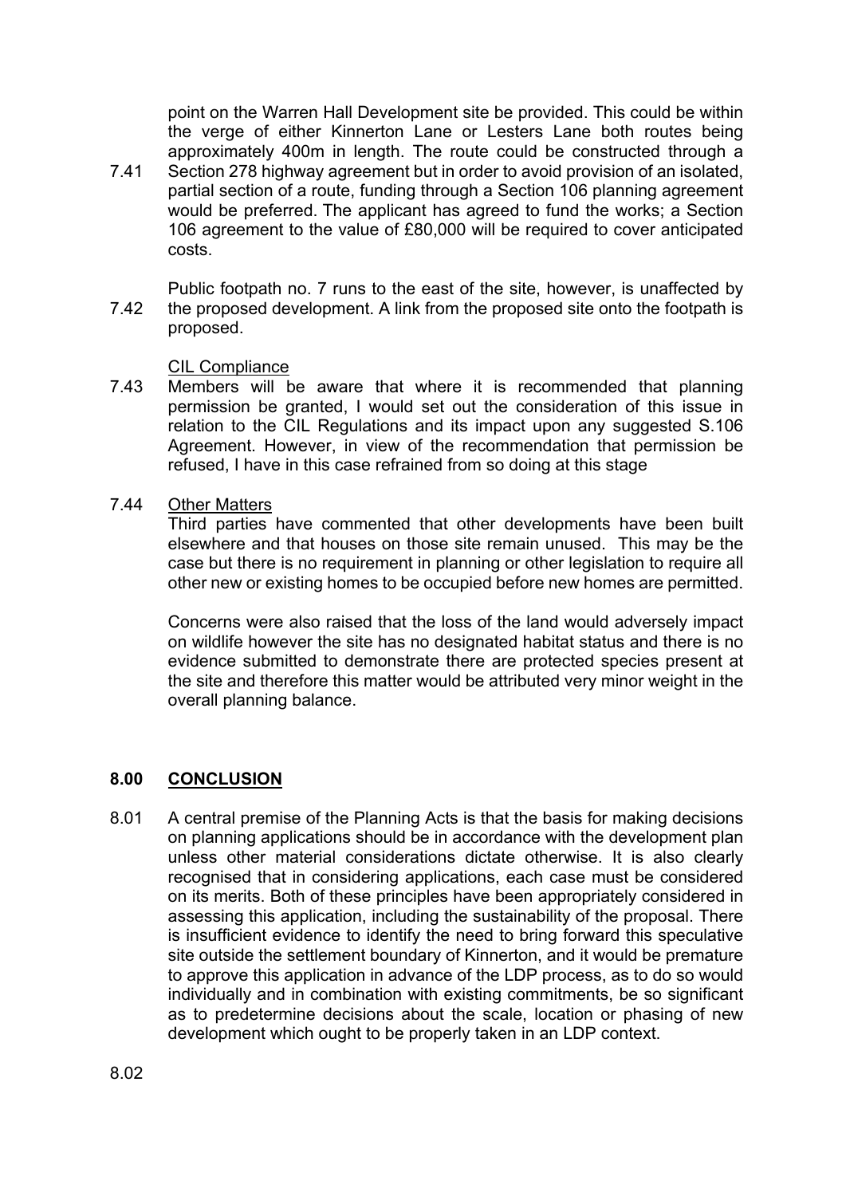7.41 point on the Warren Hall Development site be provided. This could be within the verge of either Kinnerton Lane or Lesters Lane both routes being approximately 400m in length. The route could be constructed through a Section 278 highway agreement but in order to avoid provision of an isolated, partial section of a route, funding through a Section 106 planning agreement would be preferred. The applicant has agreed to fund the works; a Section 106 agreement to the value of £80,000 will be required to cover anticipated costs.

7.42 Public footpath no. 7 runs to the east of the site, however, is unaffected by the proposed development. A link from the proposed site onto the footpath is proposed.

CIL Compliance

7.43 Members will be aware that where it is recommended that planning permission be granted, I would set out the consideration of this issue in relation to the CIL Regulations and its impact upon any suggested S.106 Agreement. However, in view of the recommendation that permission be refused, I have in this case refrained from so doing at this stage

7.44 Other Matters

Third parties have commented that other developments have been built elsewhere and that houses on those site remain unused. This may be the case but there is no requirement in planning or other legislation to require all other new or existing homes to be occupied before new homes are permitted.

Concerns were also raised that the loss of the land would adversely impact on wildlife however the site has no designated habitat status and there is no evidence submitted to demonstrate there are protected species present at the site and therefore this matter would be attributed very minor weight in the overall planning balance.

## 8.00 CONCLUSION

8.01 A central premise of the Planning Acts is that the basis for making decisions on planning applications should be in accordance with the development plan unless other material considerations dictate otherwise. It is also clearly recognised that in considering applications, each case must be considered on its merits. Both of these principles have been appropriately considered in assessing this application, including the sustainability of the proposal. There is insufficient evidence to identify the need to bring forward this speculative site outside the settlement boundary of Kinnerton, and it would be premature to approve this application in advance of the LDP process, as to do so would individually and in combination with existing commitments, be so significant as to predetermine decisions about the scale, location or phasing of new development which ought to be properly taken in an LDP context.

8.02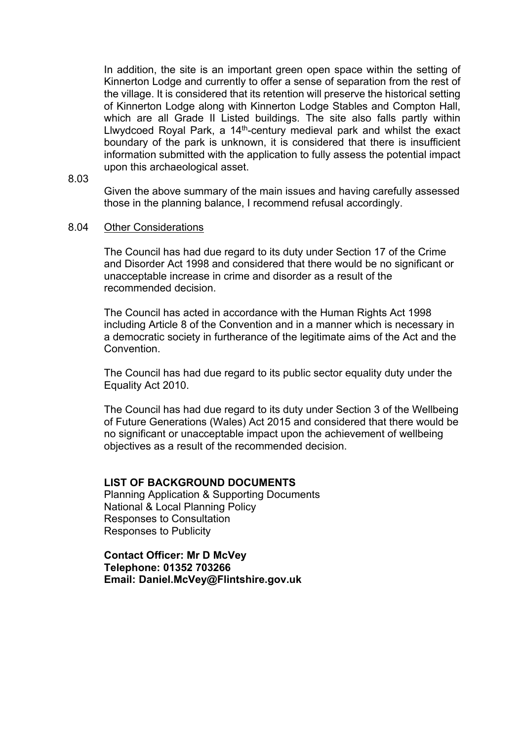In addition, the site is an important green open space within the setting of Kinnerton Lodge and currently to offer a sense of separation from the rest of the village. It is considered that its retention will preserve the historical setting of Kinnerton Lodge along with Kinnerton Lodge Stables and Compton Hall, which are all Grade II Listed buildings. The site also falls partly within Llwydcoed Royal Park, a 14th-century medieval park and whilst the exact boundary of the park is unknown, it is considered that there is insufficient information submitted with the application to fully assess the potential impact upon this archaeological asset.

8.03 Given the above summary of the main issues and having carefully assessed those in the planning balance, I recommend refusal accordingly.

8.04 Other Considerations

The Council has had due regard to its duty under Section 17 of the Crime and Disorder Act 1998 and considered that there would be no significant or unacceptable increase in crime and disorder as a result of the recommended decision.

The Council has acted in accordance with the Human Rights Act 1998 including Article 8 of the Convention and in a manner which is necessary in a democratic society in furtherance of the legitimate aims of the Act and the Convention.

The Council has had due regard to its public sector equality duty under the Equality Act 2010.

The Council has had due regard to its duty under Section 3 of the Wellbeing of Future Generations (Wales) Act 2015 and considered that there would be no significant or unacceptable impact upon the achievement of wellbeing objectives as a result of the recommended decision.

**LIST OF BACKGROUND DOCUMENTS**
Planning Application & Supporting Documents
National & Local Planning Policy
Responses to Consultation
Responses to Publicity

**Contact Officer: Mr D McVey**
**Telephone: 01352 703266**
**Email: Daniel.McVey@Flintshire.gov.uk**